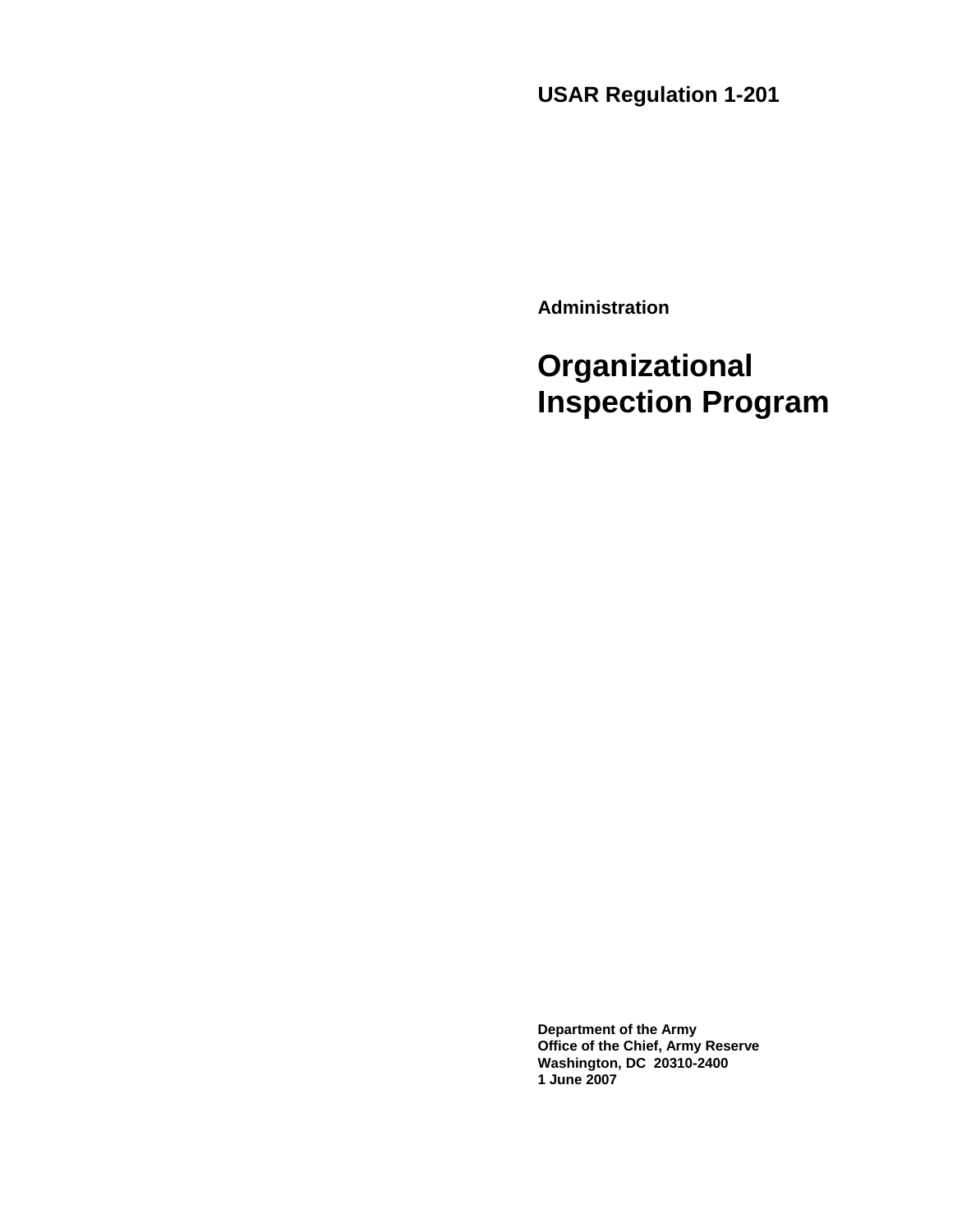# USAR Regulation 1-201

**Administration**

# Organizational Inspection Program

**Department of the Army**
**Office of the Chief, Army Reserve**
**Washington, DC 20310-2400**
**1 June 2007**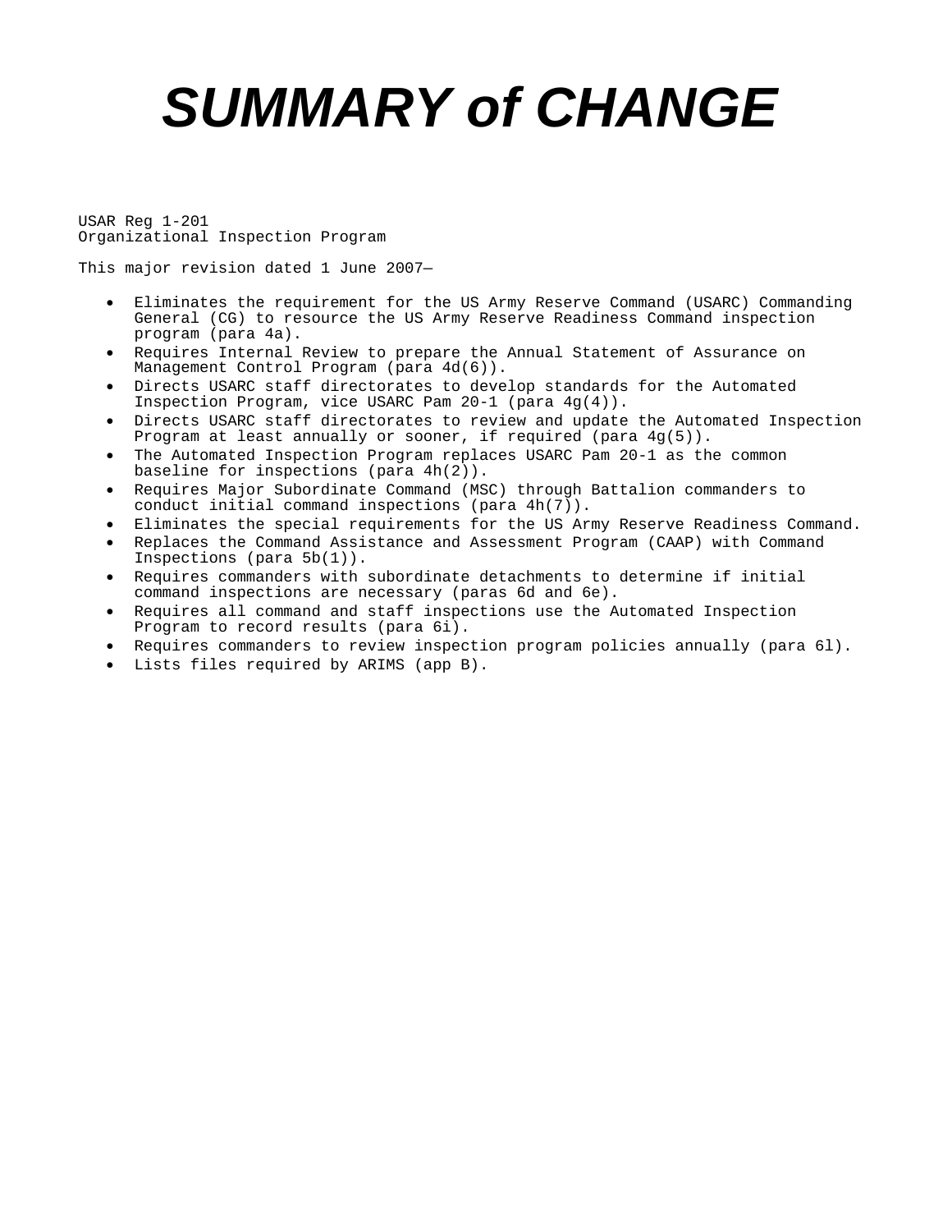# SUMMARY of CHANGE

USAR Reg 1-201
Organizational Inspection Program

This major revision dated 1 June 2007—

- Eliminates the requirement for the US Army Reserve Command (USARC) Commanding General (CG) to resource the US Army Reserve Readiness Command inspection program (para 4a).
- Requires Internal Review to prepare the Annual Statement of Assurance on Management Control Program (para 4d(6)).
- Directs USARC staff directorates to develop standards for the Automated Inspection Program, vice USARC Pam 20-1 (para 4g(4)).
- Directs USARC staff directorates to review and update the Automated Inspection Program at least annually or sooner, if required (para 4g(5)).
- The Automated Inspection Program replaces USARC Pam 20-1 as the common baseline for inspections (para 4h(2)).
- Requires Major Subordinate Command (MSC) through Battalion commanders to conduct initial command inspections (para 4h(7)).
- Eliminates the special requirements for the US Army Reserve Readiness Command.
- Replaces the Command Assistance and Assessment Program (CAAP) with Command Inspections (para 5b(1)).
- Requires commanders with subordinate detachments to determine if initial command inspections are necessary (paras 6d and 6e).
- Requires all command and staff inspections use the Automated Inspection Program to record results (para 6i).
- Requires commanders to review inspection program policies annually (para 6l).
- Lists files required by ARIMS (app B).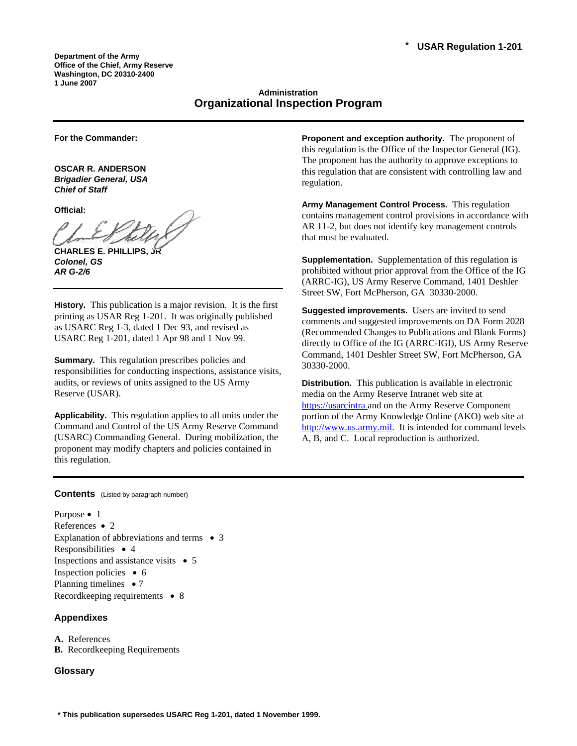Department of the Army
Office of the Chief, Army Reserve
Washington, DC 20310-2400
1 June 2007

\* **USAR Regulation 1-201**

Administration

# Organizational Inspection Program

**For the Commander:**

**OSCAR R. ANDERSON**
***Brigadier General, USA***
***Chief of Staff***

**Official:**

**CHARLES E. PHILLIPS, JR**
***Colonel, GS***
***AR G-2/6***

**History.** This publication is a major revision. It is the first printing as USAR Reg 1-201. It was originally published as USARC Reg 1-3, dated 1 Dec 93, and revised as USARC Reg 1-201, dated 1 Apr 98 and 1 Nov 99.

**Summary.** This regulation prescribes policies and responsibilities for conducting inspections, assistance visits, audits, or reviews of units assigned to the US Army Reserve (USAR).

**Applicability.** This regulation applies to all units under the Command and Control of the US Army Reserve Command (USARC) Commanding General. During mobilization, the proponent may modify chapters and policies contained in this regulation.

**Proponent and exception authority.** The proponent of this regulation is the Office of the Inspector General (IG). The proponent has the authority to approve exceptions to this regulation that are consistent with controlling law and regulation.

**Army Management Control Process.** This regulation contains management control provisions in accordance with AR 11-2, but does not identify key management controls that must be evaluated.

**Supplementation.** Supplementation of this regulation is prohibited without prior approval from the Office of the IG (ARRC-IG), US Army Reserve Command, 1401 Deshler Street SW, Fort McPherson, GA 30330-2000.

**Suggested improvements.** Users are invited to send comments and suggested improvements on DA Form 2028 (Recommended Changes to Publications and Blank Forms) directly to Office of the IG (ARRC-IGI), US Army Reserve Command, 1401 Deshler Street SW, Fort McPherson, GA 30330-2000.

**Distribution.** This publication is available in electronic media on the Army Reserve Intranet web site at https://usarcintra and on the Army Reserve Component portion of the Army Knowledge Online (AKO) web site at http://www.us.army.mil. It is intended for command levels A, B, and C. Local reproduction is authorized.

## Contents (Listed by paragraph number)

Purpose • 1
References • 2
Explanation of abbreviations and terms • 3
Responsibilities • 4
Inspections and assistance visits • 5
Inspection policies • 6
Planning timelines • 7
Recordkeeping requirements • 8

### Appendixes

**A.** References
**B.** Recordkeeping Requirements

### Glossary

\* This publication supersedes USARC Reg 1-201, dated 1 November 1999.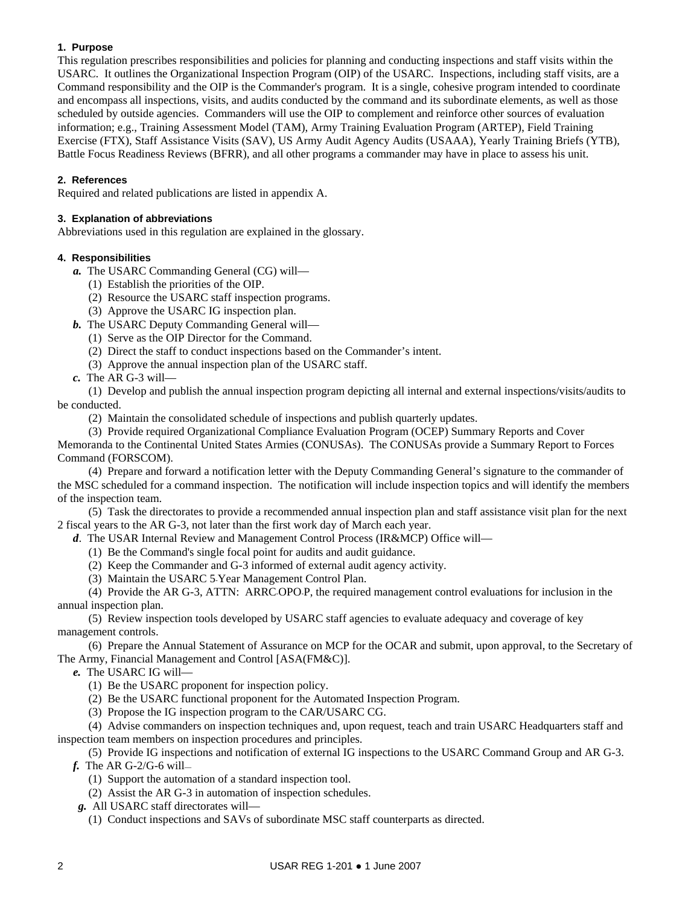**1. Purpose**

This regulation prescribes responsibilities and policies for planning and conducting inspections and staff visits within the USARC. It outlines the Organizational Inspection Program (OIP) of the USARC. Inspections, including staff visits, are a Command responsibility and the OIP is the Commander's program. It is a single, cohesive program intended to coordinate and encompass all inspections, visits, and audits conducted by the command and its subordinate elements, as well as those scheduled by outside agencies. Commanders will use the OIP to complement and reinforce other sources of evaluation information; e.g., Training Assessment Model (TAM), Army Training Evaluation Program (ARTEP), Field Training Exercise (FTX), Staff Assistance Visits (SAV), US Army Audit Agency Audits (USAAA), Yearly Training Briefs (YTB), Battle Focus Readiness Reviews (BFRR), and all other programs a commander may have in place to assess his unit.

**2. References**

Required and related publications are listed in appendix A.

**3. Explanation of abbreviations**

Abbreviations used in this regulation are explained in the glossary.

**4. Responsibilities**

***a.*** The USARC Commanding General (CG) will—

(1) Establish the priorities of the OIP.

(2) Resource the USARC staff inspection programs.

(3) Approve the USARC IG inspection plan.

***b.*** The USARC Deputy Commanding General will—

(1) Serve as the OIP Director for the Command.

(2) Direct the staff to conduct inspections based on the Commander's intent.

(3) Approve the annual inspection plan of the USARC staff.

***c.*** The AR G-3 will—

(1) Develop and publish the annual inspection program depicting all internal and external inspections/visits/audits to be conducted.

(2) Maintain the consolidated schedule of inspections and publish quarterly updates.

(3) Provide required Organizational Compliance Evaluation Program (OCEP) Summary Reports and Cover Memoranda to the Continental United States Armies (CONUSAs). The CONUSAs provide a Summary Report to Forces Command (FORSCOM).

(4) Prepare and forward a notification letter with the Deputy Commanding General's signature to the commander of the MSC scheduled for a command inspection. The notification will include inspection topics and will identify the members of the inspection team.

(5) Task the directorates to provide a recommended annual inspection plan and staff assistance visit plan for the next 2 fiscal years to the AR G-3, not later than the first work day of March each year.

***d***. The USAR Internal Review and Management Control Process (IR&MCP) Office will—

(1) Be the Command's single focal point for audits and audit guidance.

(2) Keep the Commander and G-3 informed of external audit agency activity.

(3) Maintain the USARC 5-Year Management Control Plan.

(4) Provide the AR G-3, ATTN: ARRC-OPO-P, the required management control evaluations for inclusion in the annual inspection plan.

(5) Review inspection tools developed by USARC staff agencies to evaluate adequacy and coverage of key management controls.

(6) Prepare the Annual Statement of Assurance on MCP for the OCAR and submit, upon approval, to the Secretary of The Army, Financial Management and Control [ASA(FM&C)].

***e.*** The USARC IG will—

(1) Be the USARC proponent for inspection policy.

(2) Be the USARC functional proponent for the Automated Inspection Program.

(3) Propose the IG inspection program to the CAR/USARC CG.

(4) Advise commanders on inspection techniques and, upon request, teach and train USARC Headquarters staff and inspection team members on inspection procedures and principles.

(5) Provide IG inspections and notification of external IG inspections to the USARC Command Group and AR G-3.

***f.*** The AR G-2/G-6 will—

(1) Support the automation of a standard inspection tool.

(2) Assist the AR G-3 in automation of inspection schedules.

***g.*** All USARC staff directorates will—

(1) Conduct inspections and SAVs of subordinate MSC staff counterparts as directed.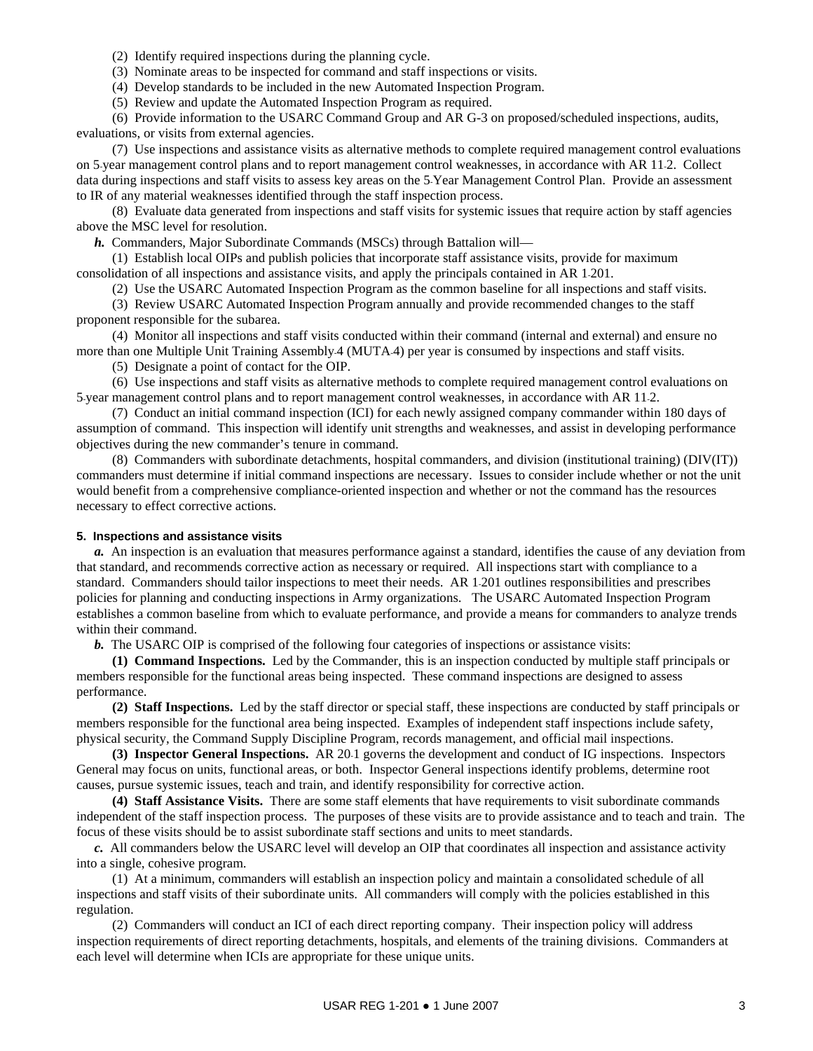(2) Identify required inspections during the planning cycle.

(3) Nominate areas to be inspected for command and staff inspections or visits.

(4) Develop standards to be included in the new Automated Inspection Program.

(5) Review and update the Automated Inspection Program as required.

(6) Provide information to the USARC Command Group and AR G-3 on proposed/scheduled inspections, audits, evaluations, or visits from external agencies.

(7) Use inspections and assistance visits as alternative methods to complete required management control evaluations on 5-year management control plans and to report management control weaknesses, in accordance with AR 11-2. Collect data during inspections and staff visits to assess key areas on the 5-Year Management Control Plan. Provide an assessment to IR of any material weaknesses identified through the staff inspection process.

(8) Evaluate data generated from inspections and staff visits for systemic issues that require action by staff agencies above the MSC level for resolution.

***h.*** Commanders, Major Subordinate Commands (MSCs) through Battalion will—

(1) Establish local OIPs and publish policies that incorporate staff assistance visits, provide for maximum consolidation of all inspections and assistance visits, and apply the principals contained in AR 1-201.

(2) Use the USARC Automated Inspection Program as the common baseline for all inspections and staff visits.

(3) Review USARC Automated Inspection Program annually and provide recommended changes to the staff proponent responsible for the subarea.

(4) Monitor all inspections and staff visits conducted within their command (internal and external) and ensure no more than one Multiple Unit Training Assembly-4 (MUTA-4) per year is consumed by inspections and staff visits.

(5) Designate a point of contact for the OIP.

(6) Use inspections and staff visits as alternative methods to complete required management control evaluations on 5-year management control plans and to report management control weaknesses, in accordance with AR 11-2.

(7) Conduct an initial command inspection (ICI) for each newly assigned company commander within 180 days of assumption of command. This inspection will identify unit strengths and weaknesses, and assist in developing performance objectives during the new commander's tenure in command.

(8) Commanders with subordinate detachments, hospital commanders, and division (institutional training) (DIV(IT)) commanders must determine if initial command inspections are necessary. Issues to consider include whether or not the unit would benefit from a comprehensive compliance-oriented inspection and whether or not the command has the resources necessary to effect corrective actions.

#### 5. Inspections and assistance visits

***a.*** An inspection is an evaluation that measures performance against a standard, identifies the cause of any deviation from that standard, and recommends corrective action as necessary or required. All inspections start with compliance to a standard. Commanders should tailor inspections to meet their needs. AR 1-201 outlines responsibilities and prescribes policies for planning and conducting inspections in Army organizations. The USARC Automated Inspection Program establishes a common baseline from which to evaluate performance, and provide a means for commanders to analyze trends within their command.

***b.*** The USARC OIP is comprised of the following four categories of inspections or assistance visits:

**(1) Command Inspections.** Led by the Commander, this is an inspection conducted by multiple staff principals or members responsible for the functional areas being inspected. These command inspections are designed to assess performance.

**(2) Staff Inspections.** Led by the staff director or special staff, these inspections are conducted by staff principals or members responsible for the functional area being inspected. Examples of independent staff inspections include safety, physical security, the Command Supply Discipline Program, records management, and official mail inspections.

**(3) Inspector General Inspections.** AR 20-1 governs the development and conduct of IG inspections. Inspectors General may focus on units, functional areas, or both. Inspector General inspections identify problems, determine root causes, pursue systemic issues, teach and train, and identify responsibility for corrective action.

**(4) Staff Assistance Visits.** There are some staff elements that have requirements to visit subordinate commands independent of the staff inspection process. The purposes of these visits are to provide assistance and to teach and train. The focus of these visits should be to assist subordinate staff sections and units to meet standards.

***c.*** All commanders below the USARC level will develop an OIP that coordinates all inspection and assistance activity into a single, cohesive program.

(1) At a minimum, commanders will establish an inspection policy and maintain a consolidated schedule of all inspections and staff visits of their subordinate units. All commanders will comply with the policies established in this regulation.

(2) Commanders will conduct an ICI of each direct reporting company. Their inspection policy will address inspection requirements of direct reporting detachments, hospitals, and elements of the training divisions. Commanders at each level will determine when ICIs are appropriate for these unique units.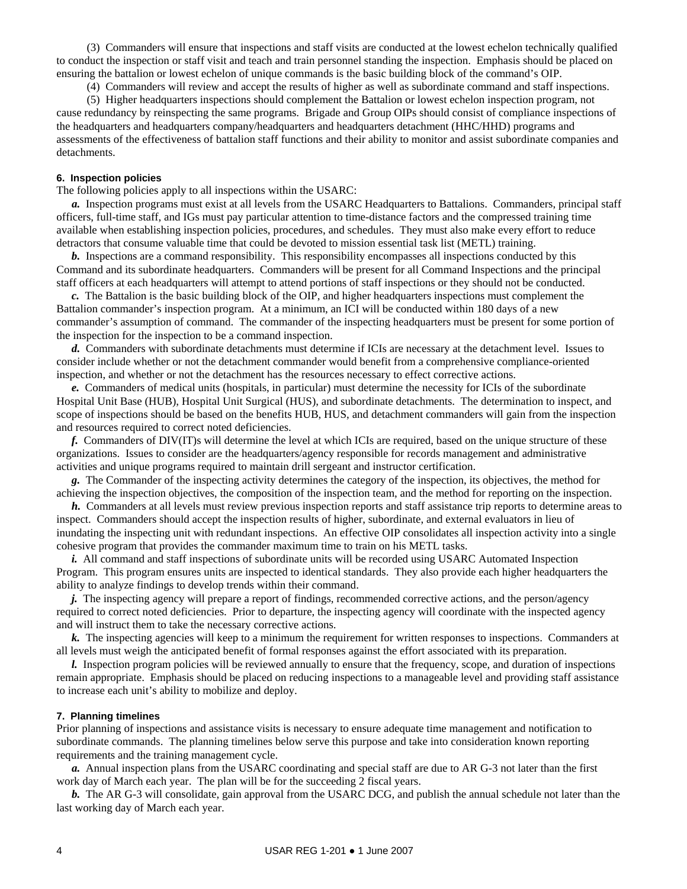(3) Commanders will ensure that inspections and staff visits are conducted at the lowest echelon technically qualified to conduct the inspection or staff visit and teach and train personnel standing the inspection. Emphasis should be placed on ensuring the battalion or lowest echelon of unique commands is the basic building block of the command's OIP.

(4) Commanders will review and accept the results of higher as well as subordinate command and staff inspections.

(5) Higher headquarters inspections should complement the Battalion or lowest echelon inspection program, not cause redundancy by reinspecting the same programs. Brigade and Group OIPs should consist of compliance inspections of the headquarters and headquarters company/headquarters and headquarters detachment (HHC/HHD) programs and assessments of the effectiveness of battalion staff functions and their ability to monitor and assist subordinate companies and detachments.

## 6. Inspection policies

The following policies apply to all inspections within the USARC:

***a.*** Inspection programs must exist at all levels from the USARC Headquarters to Battalions. Commanders, principal staff officers, full-time staff, and IGs must pay particular attention to time-distance factors and the compressed training time available when establishing inspection policies, procedures, and schedules. They must also make every effort to reduce detractors that consume valuable time that could be devoted to mission essential task list (METL) training.

***b.*** Inspections are a command responsibility. This responsibility encompasses all inspections conducted by this Command and its subordinate headquarters. Commanders will be present for all Command Inspections and the principal staff officers at each headquarters will attempt to attend portions of staff inspections or they should not be conducted.

***c.*** The Battalion is the basic building block of the OIP, and higher headquarters inspections must complement the Battalion commander's inspection program. At a minimum, an ICI will be conducted within 180 days of a new commander's assumption of command. The commander of the inspecting headquarters must be present for some portion of the inspection for the inspection to be a command inspection.

***d.*** Commanders with subordinate detachments must determine if ICIs are necessary at the detachment level. Issues to consider include whether or not the detachment commander would benefit from a comprehensive compliance-oriented inspection, and whether or not the detachment has the resources necessary to effect corrective actions.

***e.*** Commanders of medical units (hospitals, in particular) must determine the necessity for ICIs of the subordinate Hospital Unit Base (HUB), Hospital Unit Surgical (HUS), and subordinate detachments. The determination to inspect, and scope of inspections should be based on the benefits HUB, HUS, and detachment commanders will gain from the inspection and resources required to correct noted deficiencies.

***f.*** Commanders of DIV(IT)s will determine the level at which ICIs are required, based on the unique structure of these organizations. Issues to consider are the headquarters/agency responsible for records management and administrative activities and unique programs required to maintain drill sergeant and instructor certification.

***g.*** The Commander of the inspecting activity determines the category of the inspection, its objectives, the method for achieving the inspection objectives, the composition of the inspection team, and the method for reporting on the inspection.

***h.*** Commanders at all levels must review previous inspection reports and staff assistance trip reports to determine areas to inspect. Commanders should accept the inspection results of higher, subordinate, and external evaluators in lieu of inundating the inspecting unit with redundant inspections. An effective OIP consolidates all inspection activity into a single cohesive program that provides the commander maximum time to train on his METL tasks.

***i.*** All command and staff inspections of subordinate units will be recorded using USARC Automated Inspection Program. This program ensures units are inspected to identical standards. They also provide each higher headquarters the ability to analyze findings to develop trends within their command.

***j.*** The inspecting agency will prepare a report of findings, recommended corrective actions, and the person/agency required to correct noted deficiencies. Prior to departure, the inspecting agency will coordinate with the inspected agency and will instruct them to take the necessary corrective actions.

***k.*** The inspecting agencies will keep to a minimum the requirement for written responses to inspections. Commanders at all levels must weigh the anticipated benefit of formal responses against the effort associated with its preparation.

***l.*** Inspection program policies will be reviewed annually to ensure that the frequency, scope, and duration of inspections remain appropriate. Emphasis should be placed on reducing inspections to a manageable level and providing staff assistance to increase each unit's ability to mobilize and deploy.

## 7. Planning timelines

Prior planning of inspections and assistance visits is necessary to ensure adequate time management and notification to subordinate commands. The planning timelines below serve this purpose and take into consideration known reporting requirements and the training management cycle.

***a.*** Annual inspection plans from the USARC coordinating and special staff are due to AR G-3 not later than the first work day of March each year. The plan will be for the succeeding 2 fiscal years.

***b.*** The AR G-3 will consolidate, gain approval from the USARC DCG, and publish the annual schedule not later than the last working day of March each year.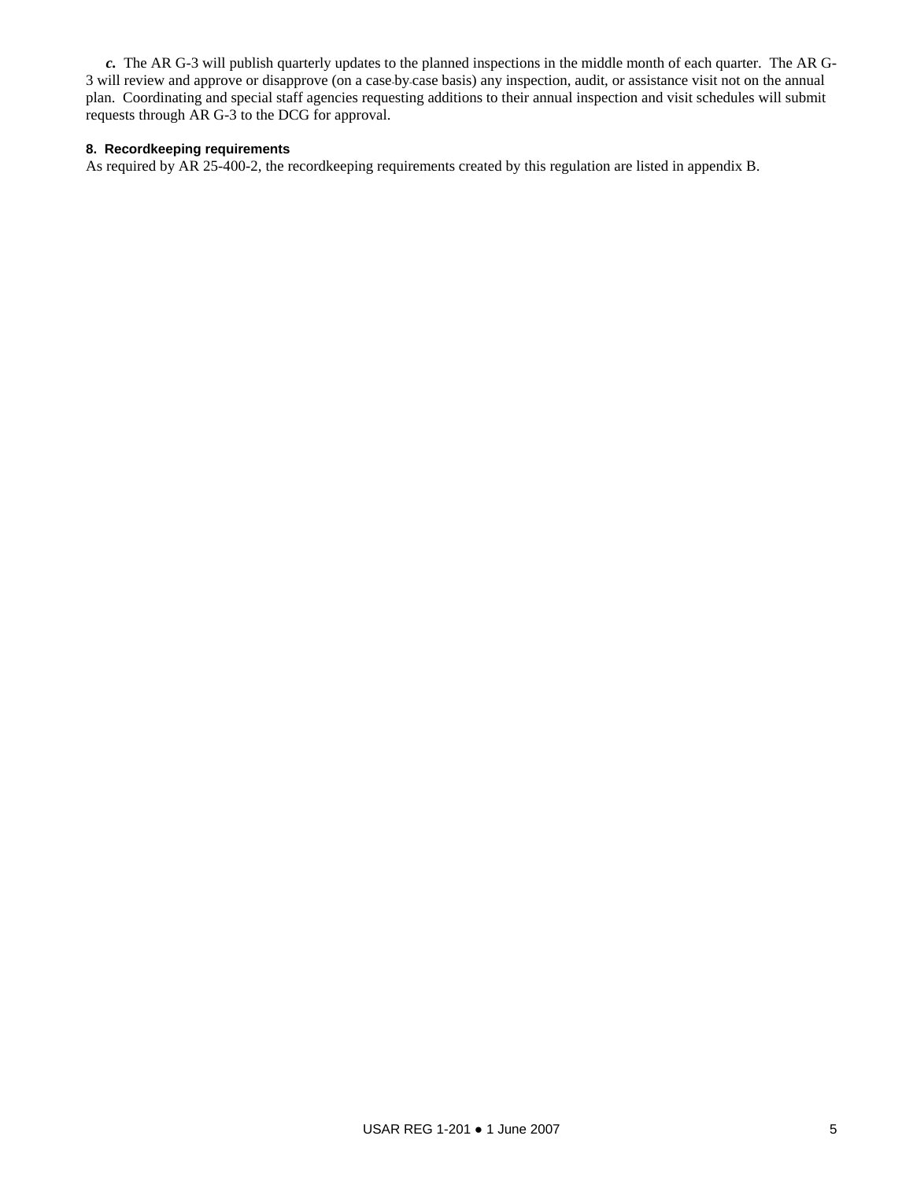***c.*** The AR G-3 will publish quarterly updates to the planned inspections in the middle month of each quarter. The AR G-3 will review and approve or disapprove (on a case-by-case basis) any inspection, audit, or assistance visit not on the annual plan. Coordinating and special staff agencies requesting additions to their annual inspection and visit schedules will submit requests through AR G-3 to the DCG for approval.

### 8. Recordkeeping requirements

As required by AR 25-400-2, the recordkeeping requirements created by this regulation are listed in appendix B.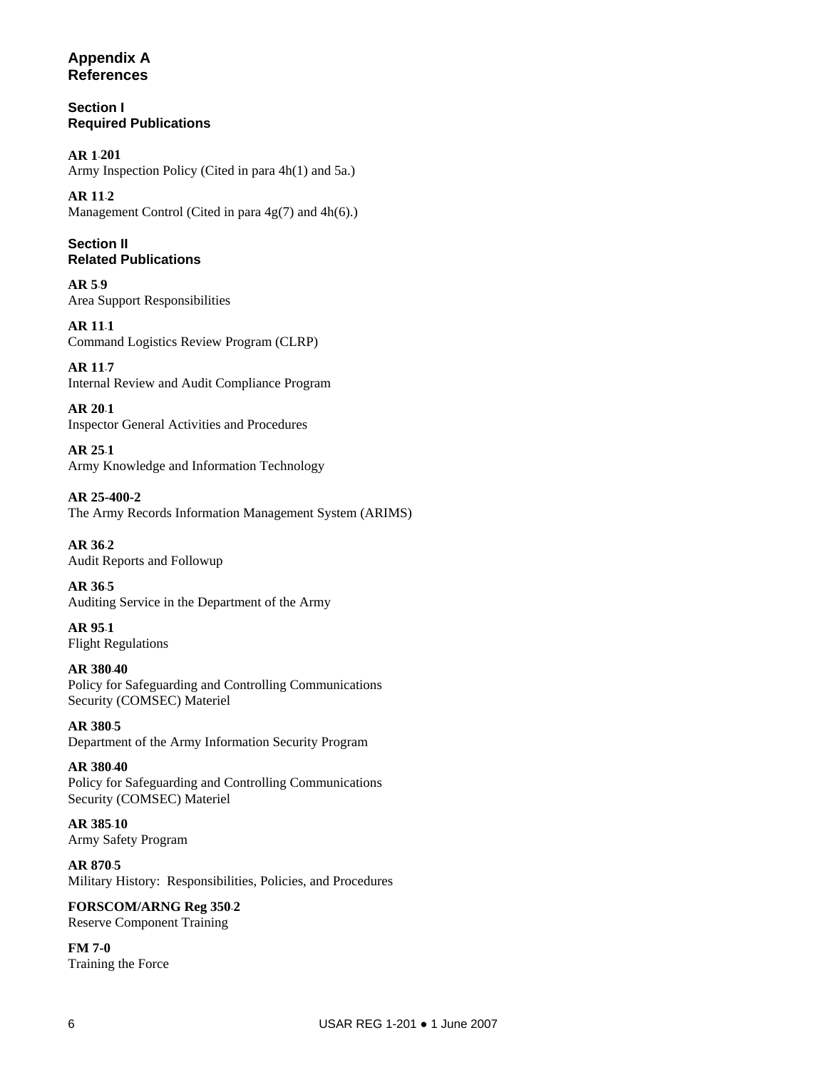# Appendix A
# References

## Section I
## Required Publications

**AR 1-201**
Army Inspection Policy (Cited in para 4h(1) and 5a.)

**AR 11-2**
Management Control (Cited in para 4g(7) and 4h(6).)

## Section II
## Related Publications

**AR 5-9**
Area Support Responsibilities

**AR 11-1**
Command Logistics Review Program (CLRP)

**AR 11-7**
Internal Review and Audit Compliance Program

**AR 20-1**
Inspector General Activities and Procedures

**AR 25-1**
Army Knowledge and Information Technology

**AR 25-400-2**
The Army Records Information Management System (ARIMS)

**AR 36-2**
Audit Reports and Followup

**AR 36-5**
Auditing Service in the Department of the Army

**AR 95-1**
Flight Regulations

**AR 380-40**
Policy for Safeguarding and Controlling Communications Security (COMSEC) Materiel

**AR 380-5**
Department of the Army Information Security Program

**AR 380-40**
Policy for Safeguarding and Controlling Communications Security (COMSEC) Materiel

**AR 385-10**
Army Safety Program

**AR 870-5**
Military History: Responsibilities, Policies, and Procedures

**FORSCOM/ARNG Reg 350-2**
Reserve Component Training

**FM 7-0**
Training the Force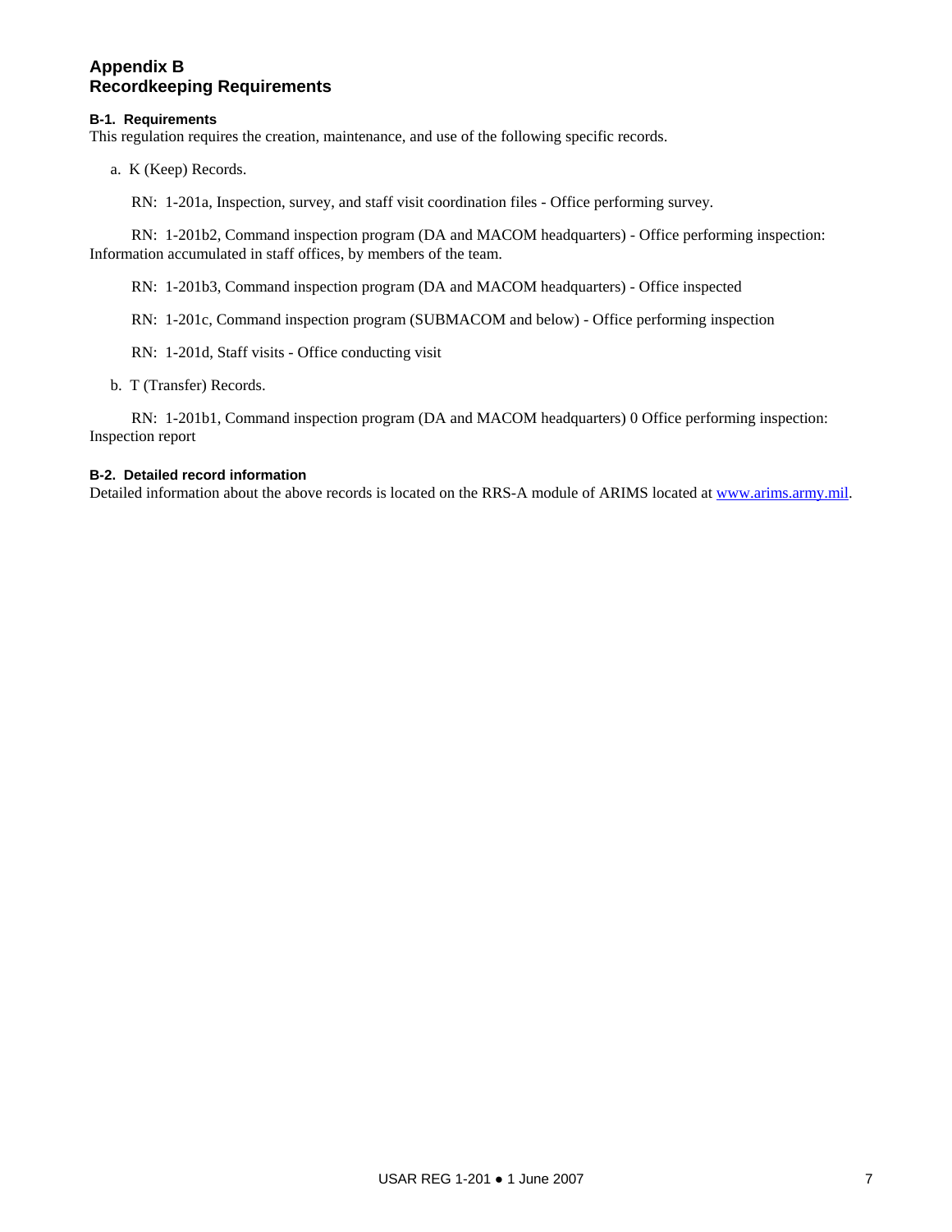# Appendix B
# Recordkeeping Requirements

### B-1. Requirements

This regulation requires the creation, maintenance, and use of the following specific records.

a. K (Keep) Records.

RN: 1-201a, Inspection, survey, and staff visit coordination files - Office performing survey.

RN: 1-201b2, Command inspection program (DA and MACOM headquarters) - Office performing inspection: Information accumulated in staff offices, by members of the team.

RN: 1-201b3, Command inspection program (DA and MACOM headquarters) - Office inspected

RN: 1-201c, Command inspection program (SUBMACOM and below) - Office performing inspection

RN: 1-201d, Staff visits - Office conducting visit

b. T (Transfer) Records.

RN: 1-201b1, Command inspection program (DA and MACOM headquarters) 0 Office performing inspection: Inspection report

### B-2. Detailed record information

Detailed information about the above records is located on the RRS-A module of ARIMS located at www.arims.army.mil.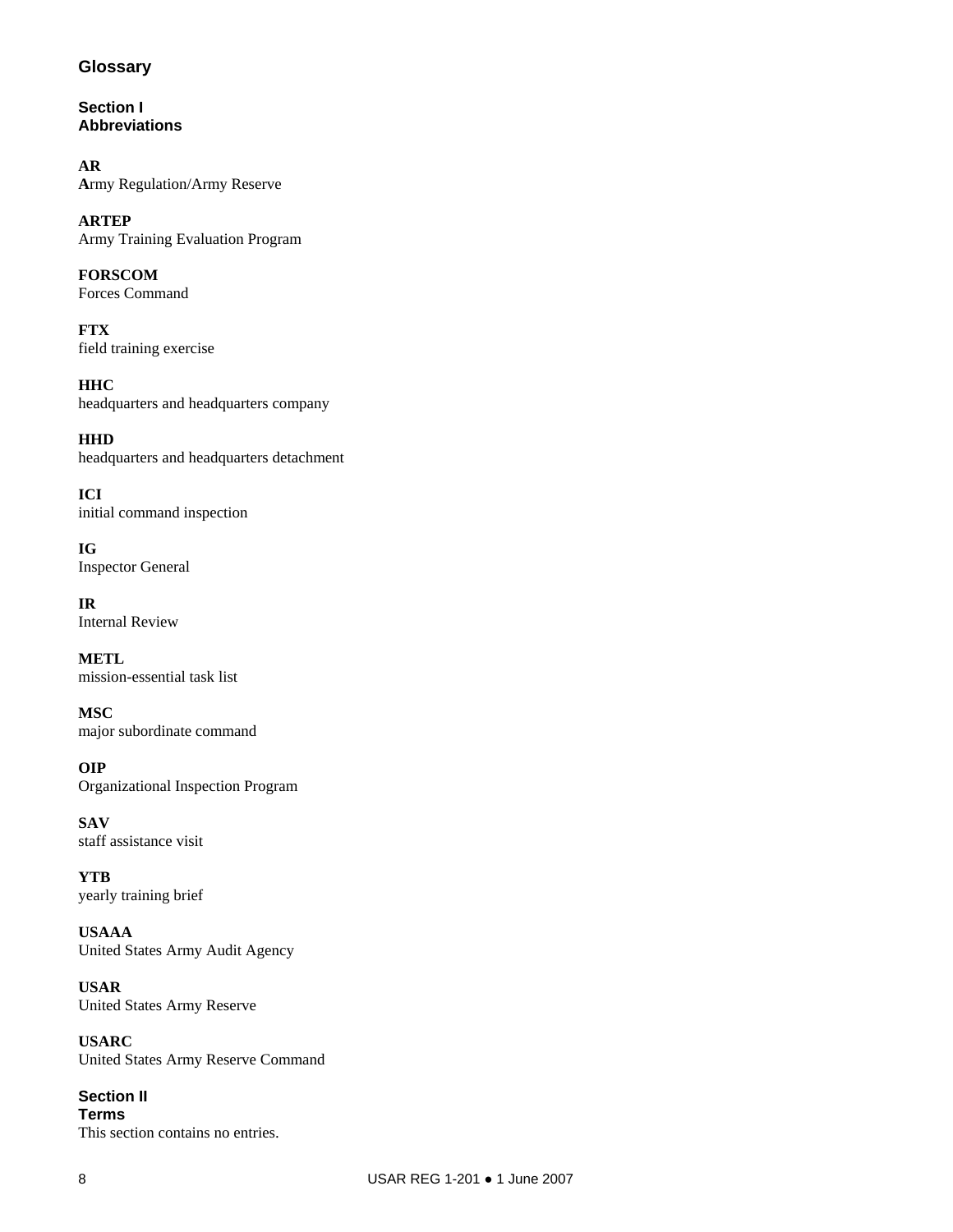# Glossary

## Section I
## Abbreviations

**AR**
**A**rmy Regulation/Army Reserve

**ARTEP**
Army Training Evaluation Program

**FORSCOM**
Forces Command

**FTX**
field training exercise

**HHC**
headquarters and headquarters company

**HHD**
headquarters and headquarters detachment

**ICI**
initial command inspection

**IG**
Inspector General

**IR**
Internal Review

**METL**
mission-essential task list

**MSC**
major subordinate command

**OIP**
Organizational Inspection Program

**SAV**
staff assistance visit

**YTB**
yearly training brief

**USAAA**
United States Army Audit Agency

**USAR**
United States Army Reserve

**USARC**
United States Army Reserve Command

## Section II
## Terms
This section contains no entries.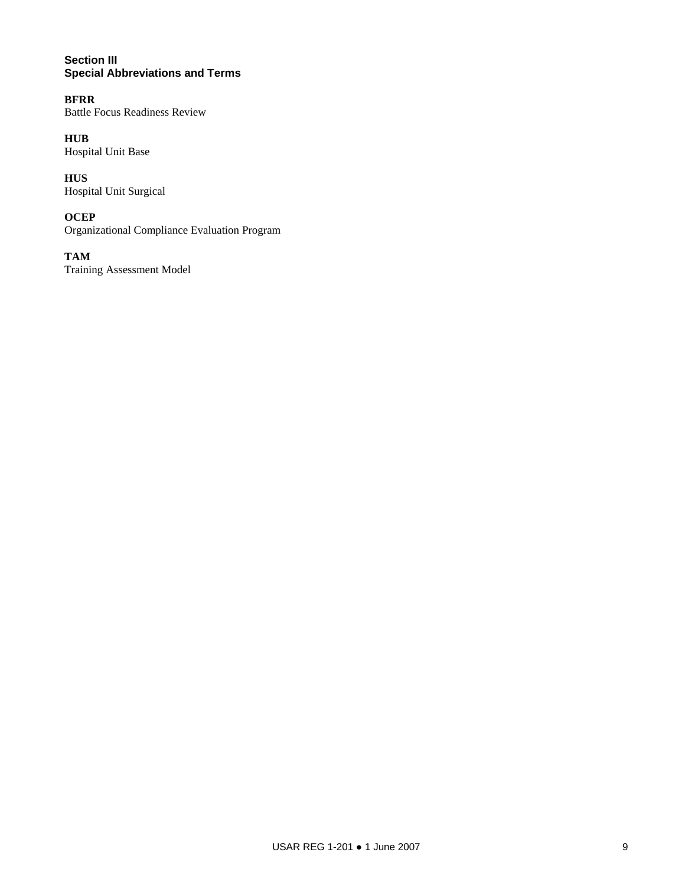## Section III
## Special Abbreviations and Terms

**BFRR**
Battle Focus Readiness Review

**HUB**
Hospital Unit Base

**HUS**
Hospital Unit Surgical

**OCEP**
Organizational Compliance Evaluation Program

**TAM**
Training Assessment Model